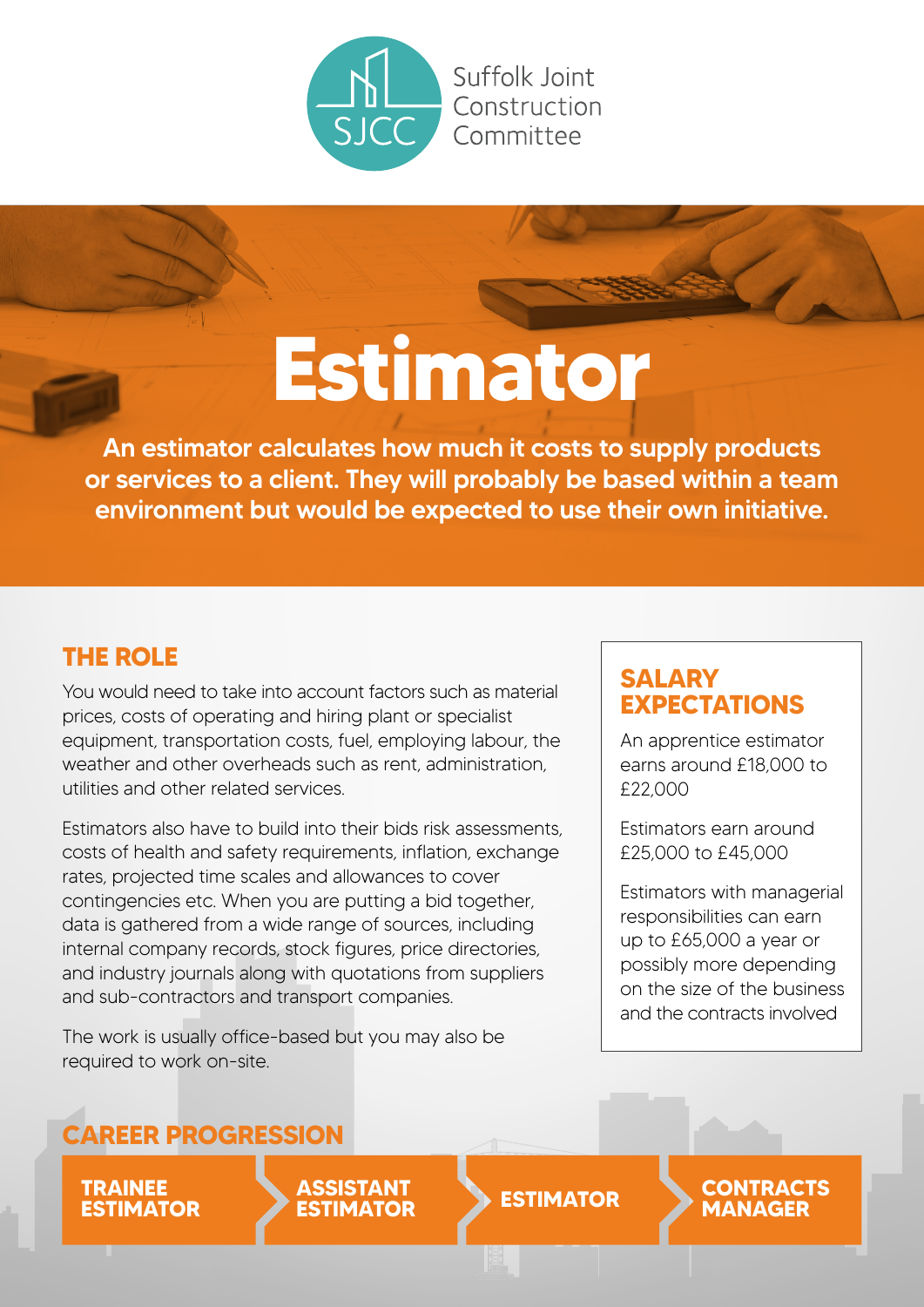Suffolk Joint Construction Committee

# Estimator

**An estimator calculates how much it costs to supply products or services to a client. They will probably be based within a team environment but would be expected to use their own initiative.**

## THE ROLE

You would need to take into account factors such as material prices, costs of operating and hiring plant or specialist equipment, transportation costs, fuel, employing labour, the weather and other overheads such as rent, administration, utilities and other related services.

Estimators also have to build into their bids risk assessments, costs of health and safety requirements, inflation, exchange rates, projected time scales and allowances to cover contingencies etc. When you are putting a bid together, data is gathered from a wide range of sources, including internal company records, stock figures, price directories, and industry journals along with quotations from suppliers and sub-contractors and transport companies.

The work is usually office-based but you may also be required to work on-site.

## SALARY EXPECTATIONS

An apprentice estimator earns around £18,000 to £22,000

Estimators earn around £25,000 to £45,000

Estimators with managerial responsibilities can earn up to £65,000 a year or possibly more depending on the size of the business and the contracts involved

## CAREER PROGRESSION

TRAINEE ESTIMATOR → ASSISTANT ESTIMATOR → ESTIMATOR → CONTRACTS MANAGER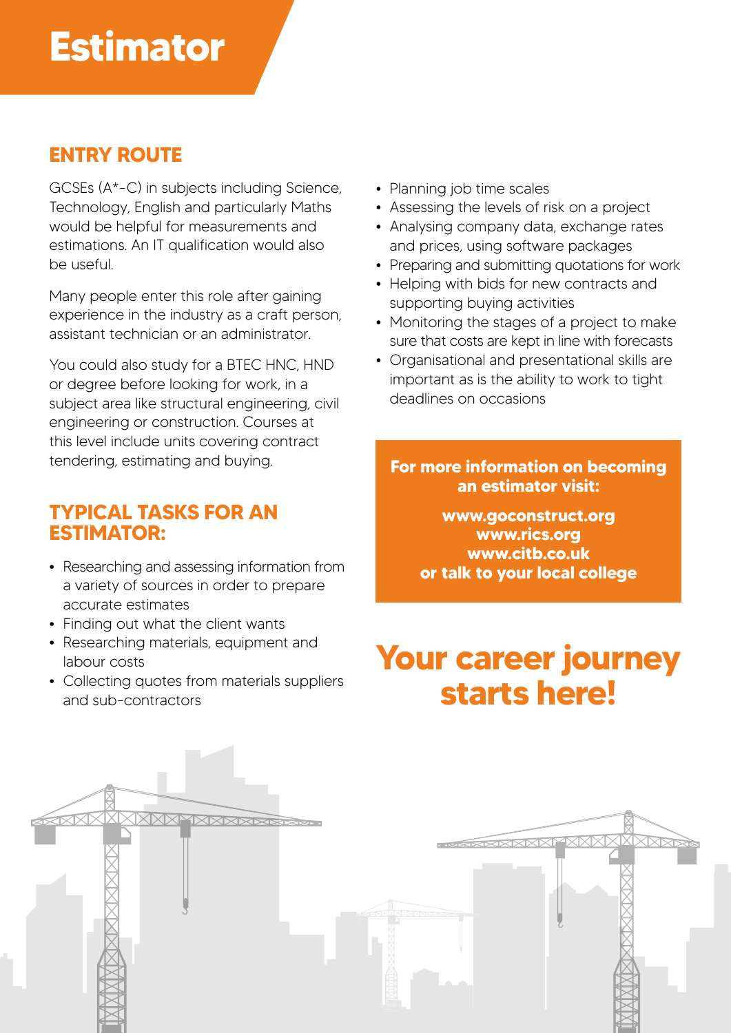# Estimator

## ENTRY ROUTE

GCSEs (A*-C) in subjects including Science, Technology, English and particularly Maths would be helpful for measurements and estimations. An IT qualification would also be useful.

Many people enter this role after gaining experience in the industry as a craft person, assistant technician or an administrator.

You could also study for a BTEC HNC, HND or degree before looking for work, in a subject area like structural engineering, civil engineering or construction. Courses at this level include units covering contract tendering, estimating and buying.

## TYPICAL TASKS FOR AN ESTIMATOR:

- Researching and assessing information from a variety of sources in order to prepare accurate estimates
- Finding out what the client wants
- Researching materials, equipment and labour costs
- Collecting quotes from materials suppliers and sub-contractors
- Planning job time scales
- Assessing the levels of risk on a project
- Analysing company data, exchange rates and prices, using software packages
- Preparing and submitting quotations for work
- Helping with bids for new contracts and supporting buying activities
- Monitoring the stages of a project to make sure that costs are kept in line with forecasts
- Organisational and presentational skills are important as is the ability to work to tight deadlines on occasions

**For more information on becoming an estimator visit:**

**www.goconstruct.org**
**www.rics.org**
**www.citb.co.uk**
**or talk to your local college**

## Your career journey starts here!